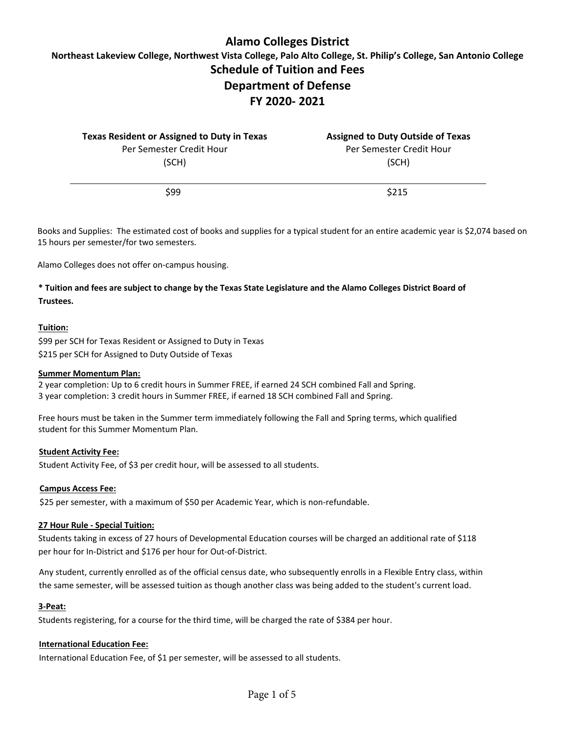# Alamo Colleges District

## Northeast Lakeview College, Northwest Vista College, Palo Alto College, St. Philip's College, San Antonio College

## Schedule of Tuition and Fees

## Department of Defense

## FY 2020- 2021

| **Texas Resident or Assigned to Duty in Texas** Per Semester Credit Hour (SCH) | **Assigned to Duty Outside of Texas** Per Semester Credit Hour (SCH) |
|---|---|
| $99 | $215 |

Books and Supplies: The estimated cost of books and supplies for a typical student for an entire academic year is $2,074 based on 15 hours per semester/for two semesters.

Alamo Colleges does not offer on-campus housing.

**\* Tuition and fees are subject to change by the Texas State Legislature and the Alamo Colleges District Board of Trustees.**

**Tuition:**

$99 per SCH for Texas Resident or Assigned to Duty in Texas
$215 per SCH for Assigned to Duty Outside of Texas

**Summer Momentum Plan:**

2 year completion: Up to 6 credit hours in Summer FREE, if earned 24 SCH combined Fall and Spring.
3 year completion: 3 credit hours in Summer FREE, if earned 18 SCH combined Fall and Spring.

Free hours must be taken in the Summer term immediately following the Fall and Spring terms, which qualified student for this Summer Momentum Plan.

**Student Activity Fee:**

Student Activity Fee, of $3 per credit hour, will be assessed to all students.

**Campus Access Fee:**

$25 per semester, with a maximum of $50 per Academic Year, which is non-refundable.

**27 Hour Rule - Special Tuition:**

Students taking in excess of 27 hours of Developmental Education courses will be charged an additional rate of $118 per hour for In-District and $176 per hour for Out-of-District.

Any student, currently enrolled as of the official census date, who subsequently enrolls in a Flexible Entry class, within the same semester, will be assessed tuition as though another class was being added to the student's current load.

**3-Peat:**

Students registering, for a course for the third time, will be charged the rate of $384 per hour.

**International Education Fee:**

International Education Fee, of $1 per semester, will be assessed to all students.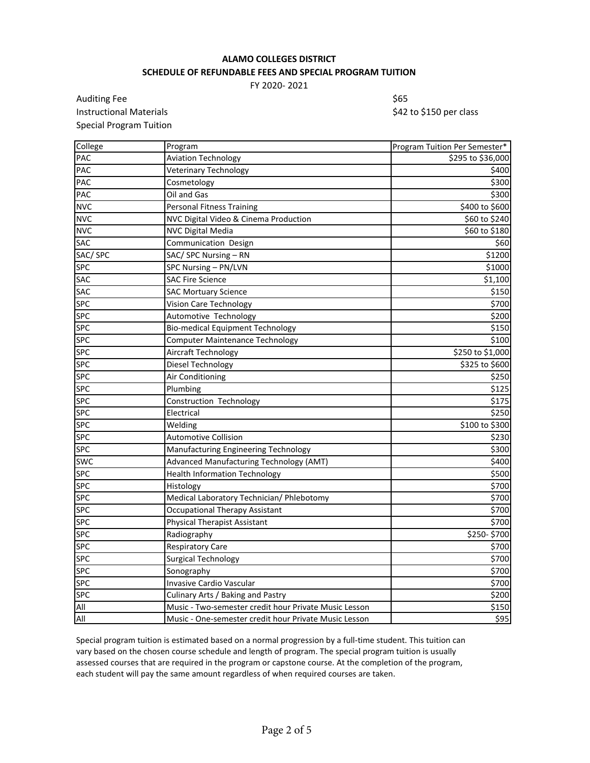**ALAMO COLLEGES DISTRICT**

**SCHEDULE OF REFUNDABLE FEES AND SPECIAL PROGRAM TUITION**

FY 2020- 2021

| | |
|---|---|
| Auditing Fee | $65 |
| Instructional Materials | $42 to $150 per class |
| Special Program Tuition | |

| College | Program | Program Tuition Per Semester* |
|---|---|---|
| PAC | Aviation Technology | $295 to $36,000 |
| PAC | Veterinary Technology | $400 |
| PAC | Cosmetology | $300 |
| PAC | Oil and Gas | $300 |
| NVC | Personal Fitness Training | $400 to $600 |
| NVC | NVC Digital Video & Cinema Production | $60 to $240 |
| NVC | NVC Digital Media | $60 to $180 |
| SAC | Communication Design | $60 |
| SAC/ SPC | SAC/ SPC Nursing – RN | $1200 |
| SPC | SPC Nursing – PN/LVN | $1000 |
| SAC | SAC Fire Science | $1,100 |
| SAC | SAC Mortuary Science | $150 |
| SPC | Vision Care Technology | $700 |
| SPC | Automotive Technology | $200 |
| SPC | Bio-medical Equipment Technology | $150 |
| SPC | Computer Maintenance Technology | $100 |
| SPC | Aircraft Technology | $250 to $1,000 |
| SPC | Diesel Technology | $325 to $600 |
| SPC | Air Conditioning | $250 |
| SPC | Plumbing | $125 |
| SPC | Construction Technology | $175 |
| SPC | Electrical | $250 |
| SPC | Welding | $100 to $300 |
| SPC | Automotive Collision | $230 |
| SPC | Manufacturing Engineering Technology | $300 |
| SWC | Advanced Manufacturing Technology (AMT) | $400 |
| SPC | Health Information Technology | $500 |
| SPC | Histology | $700 |
| SPC | Medical Laboratory Technician/ Phlebotomy | $700 |
| SPC | Occupational Therapy Assistant | $700 |
| SPC | Physical Therapist Assistant | $700 |
| SPC | Radiography | $250- $700 |
| SPC | Respiratory Care | $700 |
| SPC | Surgical Technology | $700 |
| SPC | Sonography | $700 |
| SPC | Invasive Cardio Vascular | $700 |
| SPC | Culinary Arts / Baking and Pastry | $200 |
| All | Music - Two-semester credit hour Private Music Lesson | $150 |
| All | Music - One-semester credit hour Private Music Lesson | $95 |

Special program tuition is estimated based on a normal progression by a full-time student. This tuition can vary based on the chosen course schedule and length of program. The special program tuition is usually assessed courses that are required in the program or capstone course. At the completion of the program, each student will pay the same amount regardless of when required courses are taken.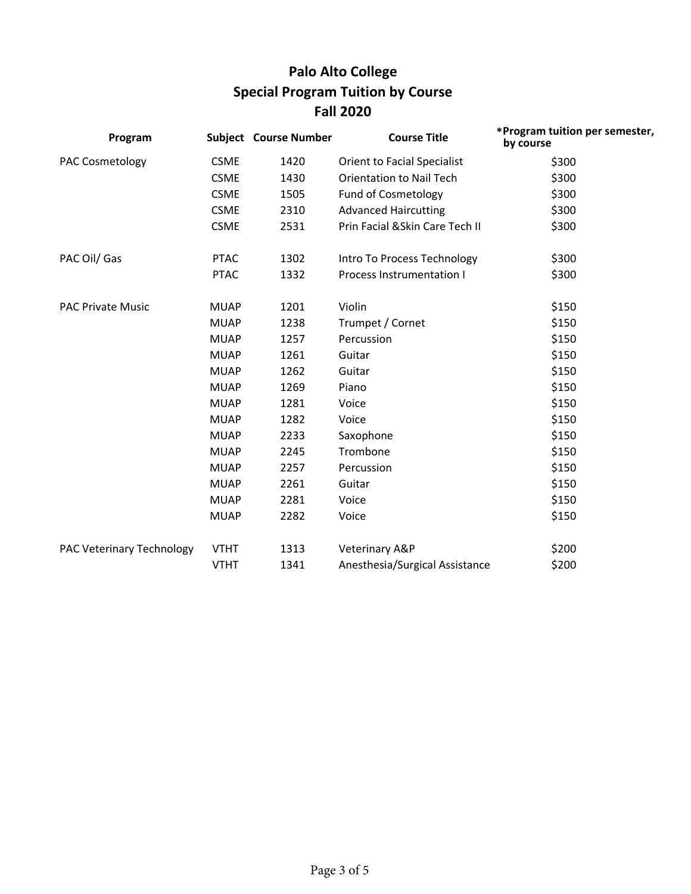# Palo Alto College
## Special Program Tuition by Course
## Fall 2020

| Program | Subject | Course Number | Course Title | *Program tuition per semester, by course |
|---|---|---|---|---|
| PAC Cosmetology | CSME | 1420 | Orient to Facial Specialist | $300 |
| | CSME | 1430 | Orientation to Nail Tech | $300 |
| | CSME | 1505 | Fund of Cosmetology | $300 |
| | CSME | 2310 | Advanced Haircutting | $300 |
| | CSME | 2531 | Prin Facial &Skin Care Tech II | $300 |
| PAC Oil/ Gas | PTAC | 1302 | Intro To Process Technology | $300 |
| | PTAC | 1332 | Process Instrumentation I | $300 |
| PAC Private Music | MUAP | 1201 | Violin | $150 |
| | MUAP | 1238 | Trumpet / Cornet | $150 |
| | MUAP | 1257 | Percussion | $150 |
| | MUAP | 1261 | Guitar | $150 |
| | MUAP | 1262 | Guitar | $150 |
| | MUAP | 1269 | Piano | $150 |
| | MUAP | 1281 | Voice | $150 |
| | MUAP | 1282 | Voice | $150 |
| | MUAP | 2233 | Saxophone | $150 |
| | MUAP | 2245 | Trombone | $150 |
| | MUAP | 2257 | Percussion | $150 |
| | MUAP | 2261 | Guitar | $150 |
| | MUAP | 2281 | Voice | $150 |
| | MUAP | 2282 | Voice | $150 |
| PAC Veterinary Technology | VTHT | 1313 | Veterinary A&P | $200 |
| | VTHT | 1341 | Anesthesia/Surgical Assistance | $200 |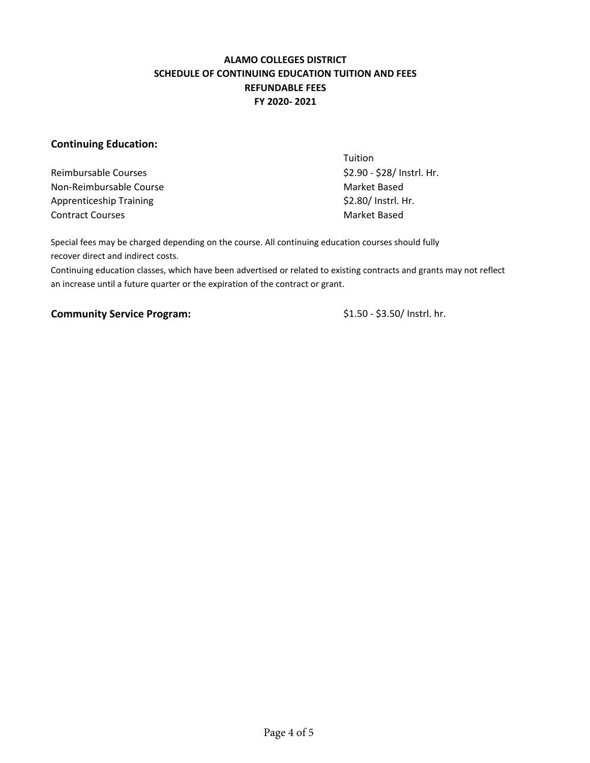**ALAMO COLLEGES DISTRICT**
**SCHEDULE OF CONTINUING EDUCATION TUITION AND FEES**
**REFUNDABLE FEES**
**FY 2020- 2021**

## Continuing Education:

| | Tuition |
|---|---|
| Reimbursable Courses | \$2.90 - \$28/ Instrl. Hr. |
| Non-Reimbursable Course | Market Based |
| Apprenticeship Training | \$2.80/ Instrl. Hr. |
| Contract Courses | Market Based |

Special fees may be charged depending on the course. All continuing education courses should fully recover direct and indirect costs.

Continuing education classes, which have been advertised or related to existing contracts and grants may not reflect an increase until a future quarter or the expiration of the contract or grant.

**Community Service Program:** \$1.50 - \$3.50/ Instrl. hr.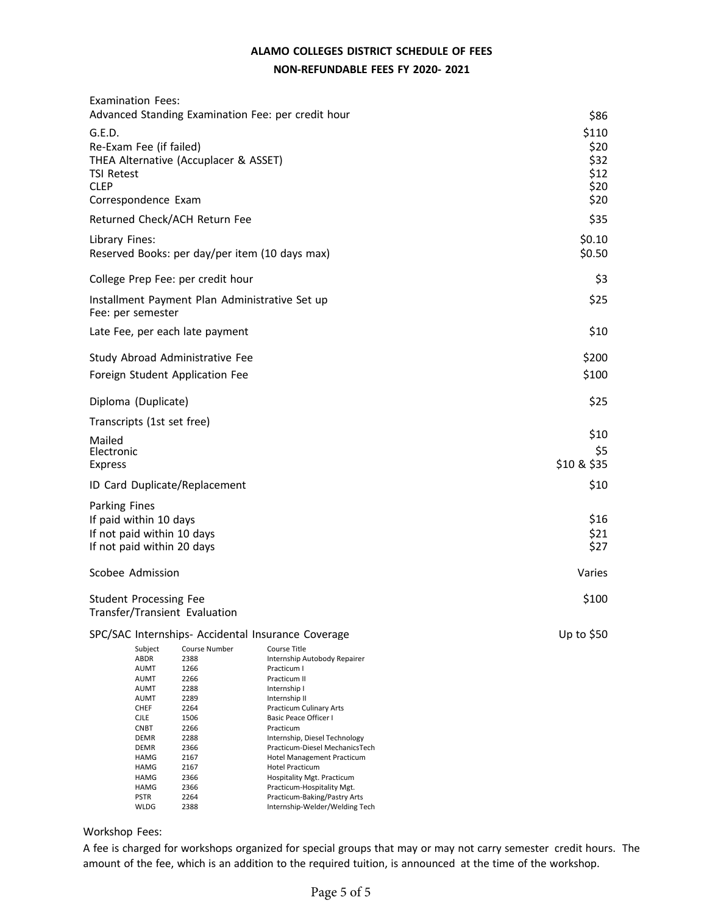# ALAMO COLLEGES DISTRICT SCHEDULE OF FEES

## NON-REFUNDABLE FEES FY 2020- 2021

| | |
|---|---|
| Examination Fees: | |
| Advanced Standing Examination Fee: per credit hour | $86 |
| G.E.D. | $110 |
| Re-Exam Fee (if failed) | $20 |
| THEA Alternative (Accuplacer & ASSET) | $32 |
| TSI Retest | $12 |
| CLEP | $20 |
| Correspondence Exam | $20 |
| Returned Check/ACH Return Fee | $35 |
| Library Fines: | $0.10 |
| Reserved Books: per day/per item (10 days max) | $0.50 |
| College Prep Fee: per credit hour | $3 |
| Installment Payment Plan Administrative Set up Fee: per semester | $25 |
| Late Fee, per each late payment | $10 |
| Study Abroad Administrative Fee | $200 |
| Foreign Student Application Fee | $100 |
| Diploma (Duplicate) | $25 |
| Transcripts (1st set free) | |
| Mailed | $10 |
| Electronic | $5 |
| Express | $10 & $35 |
| ID Card Duplicate/Replacement | $10 |
| Parking Fines | |
| If paid within 10 days | $16 |
| If not paid within 10 days | $21 |
| If not paid within 20 days | $27 |
| Scobee Admission | Varies |
| Student Processing Fee Transfer/Transient Evaluation | $100 |
| SPC/SAC Internships- Accidental Insurance Coverage | Up to $50 |

| Subject | Course Number | Course Title |
|---|---|---|
| ABDR | 2388 | Internship Autobody Repairer |
| AUMT | 1266 | Practicum I |
| AUMT | 2266 | Practicum II |
| AUMT | 2288 | Internship I |
| AUMT | 2289 | Internship II |
| CHEF | 2264 | Practicum Culinary Arts |
| CJLE | 1506 | Basic Peace Officer I |
| CNBT | 2266 | Practicum |
| DEMR | 2288 | Internship, Diesel Technology |
| DEMR | 2366 | Practicum-Diesel MechanicsTech |
| HAMG | 2167 | Hotel Management Practicum |
| HAMG | 2167 | Hotel Practicum |
| HAMG | 2366 | Hospitality Mgt. Practicum |
| HAMG | 2366 | Practicum-Hospitality Mgt. |
| PSTR | 2264 | Practicum-Baking/Pastry Arts |
| WLDG | 2388 | Internship-Welder/Welding Tech |

Workshop Fees:

A fee is charged for workshops organized for special groups that may or may not carry semester credit hours. The amount of the fee, which is an addition to the required tuition, is announced at the time of the workshop.